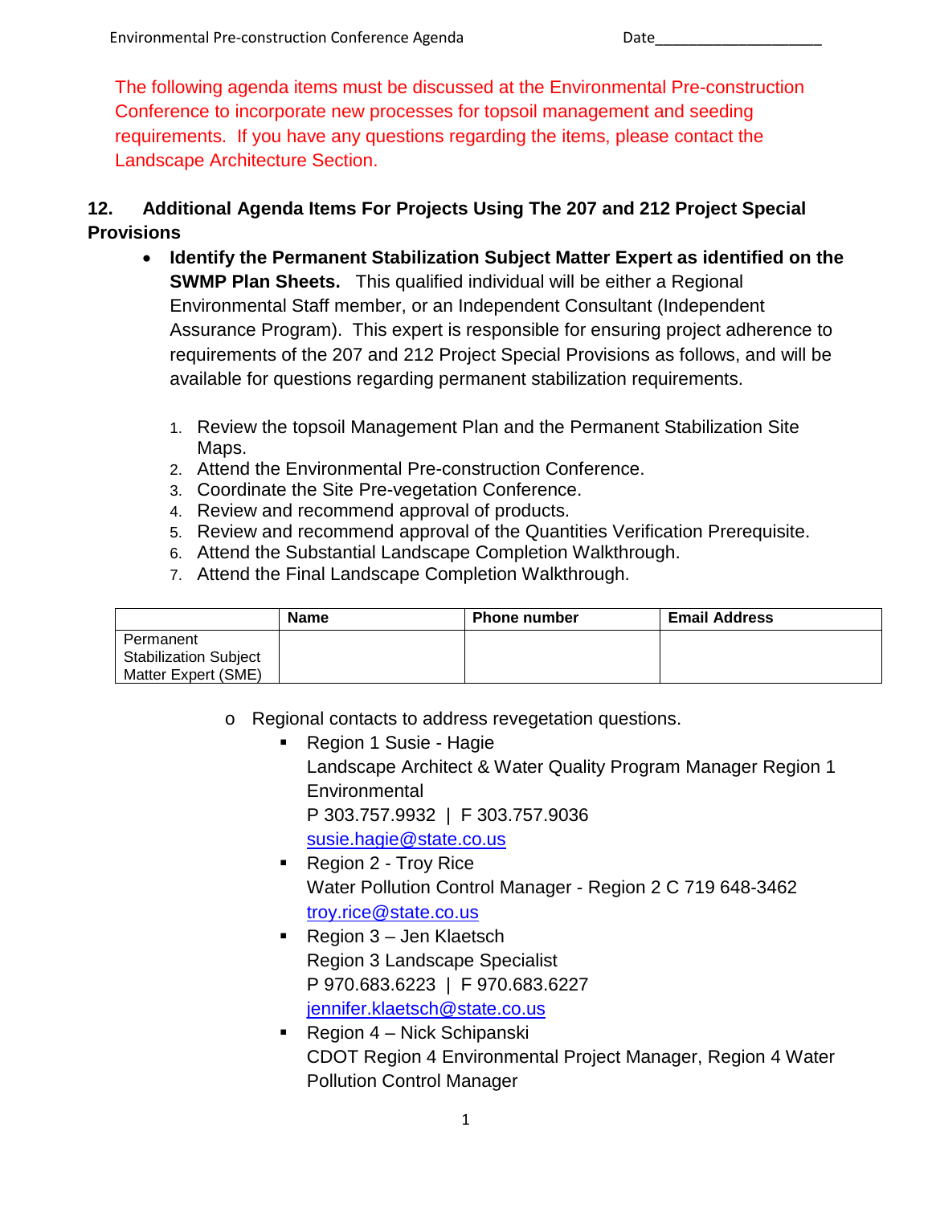The following agenda items must be discussed at the Environmental Pre-construction Conference to incorporate new processes for topsoil management and seeding requirements. If you have any questions regarding the items, please contact the Landscape Architecture Section.

## 12. Additional Agenda Items For Projects Using The 207 and 212 Project Special Provisions

- **Identify the Permanent Stabilization Subject Matter Expert as identified on the SWMP Plan Sheets.** This qualified individual will be either a Regional Environmental Staff member, or an Independent Consultant (Independent Assurance Program). This expert is responsible for ensuring project adherence to requirements of the 207 and 212 Project Special Provisions as follows, and will be available for questions regarding permanent stabilization requirements.

  1. Review the topsoil Management Plan and the Permanent Stabilization Site Maps.
  2. Attend the Environmental Pre-construction Conference.
  3. Coordinate the Site Pre-vegetation Conference.
  4. Review and recommend approval of products.
  5. Review and recommend approval of the Quantities Verification Prerequisite.
  6. Attend the Substantial Landscape Completion Walkthrough.
  7. Attend the Final Landscape Completion Walkthrough.

| | Name | Phone number | Email Address |
|---|---|---|---|
| Permanent Stabilization Subject Matter Expert (SME) | | | |

  - Regional contacts to address revegetation questions.
    - Region 1 Susie - Hagie
      Landscape Architect & Water Quality Program Manager Region 1 Environmental
      P 303.757.9932 | F 303.757.9036
      susie.hagie@state.co.us
    - Region 2 - Troy Rice
      Water Pollution Control Manager - Region 2 C 719 648-3462
      troy.rice@state.co.us
    - Region 3 – Jen Klaetsch
      Region 3 Landscape Specialist
      P 970.683.6223 | F 970.683.6227
      jennifer.klaetsch@state.co.us
    - Region 4 – Nick Schipanski
      CDOT Region 4 Environmental Project Manager, Region 4 Water Pollution Control Manager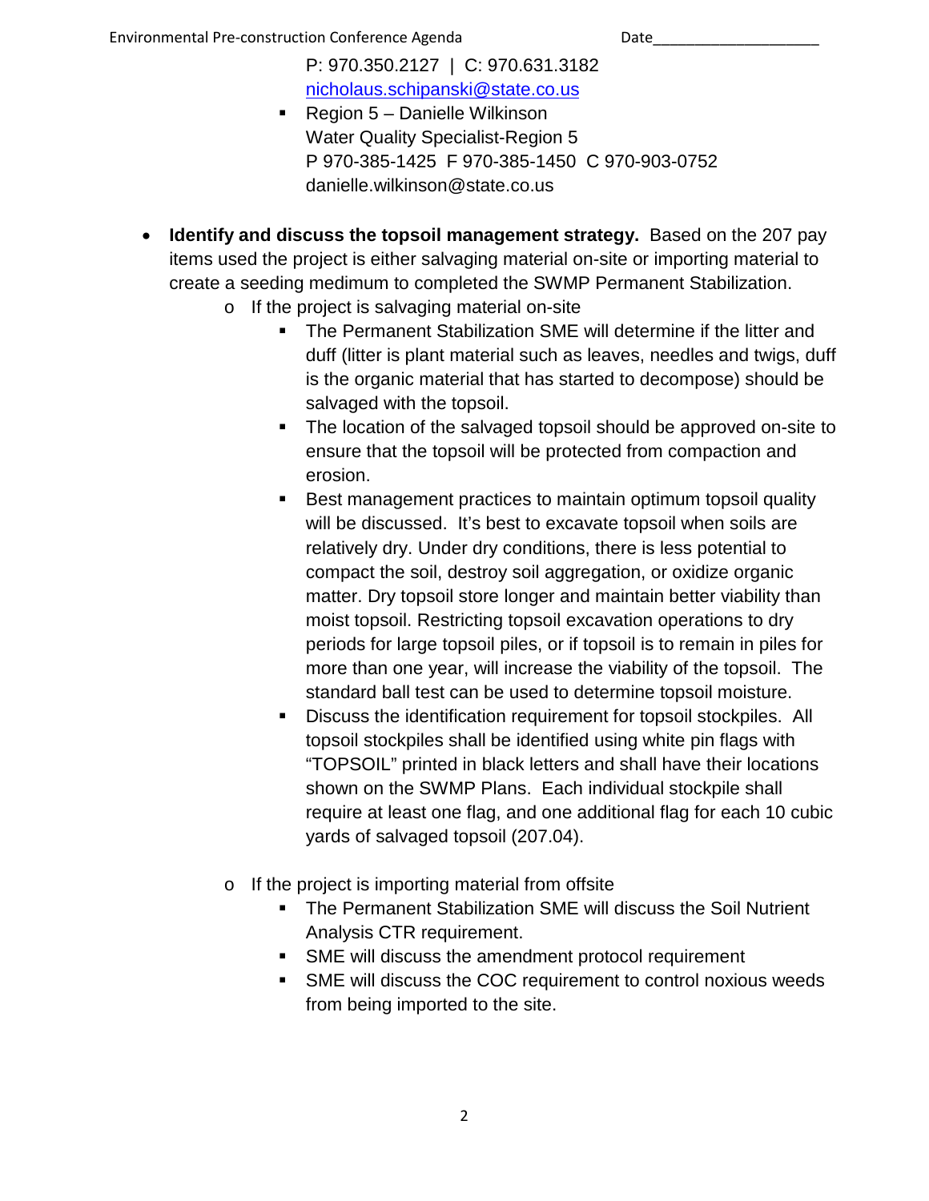P: 970.350.2127 | C: 970.631.3182
nicholaus.schipanski@state.co.us

- Region 5 – Danielle Wilkinson
  Water Quality Specialist-Region 5
  P 970-385-1425 F 970-385-1450 C 970-903-0752
  danielle.wilkinson@state.co.us

- **Identify and discuss the topsoil management strategy.** Based on the 207 pay items used the project is either salvaging material on-site or importing material to create a seeding medimum to completed the SWMP Permanent Stabilization.
  - If the project is salvaging material on-site
    - The Permanent Stabilization SME will determine if the litter and duff (litter is plant material such as leaves, needles and twigs, duff is the organic material that has started to decompose) should be salvaged with the topsoil.
    - The location of the salvaged topsoil should be approved on-site to ensure that the topsoil will be protected from compaction and erosion.
    - Best management practices to maintain optimum topsoil quality will be discussed. It's best to excavate topsoil when soils are relatively dry. Under dry conditions, there is less potential to compact the soil, destroy soil aggregation, or oxidize organic matter. Dry topsoil store longer and maintain better viability than moist topsoil. Restricting topsoil excavation operations to dry periods for large topsoil piles, or if topsoil is to remain in piles for more than one year, will increase the viability of the topsoil. The standard ball test can be used to determine topsoil moisture.
    - Discuss the identification requirement for topsoil stockpiles. All topsoil stockpiles shall be identified using white pin flags with "TOPSOIL" printed in black letters and shall have their locations shown on the SWMP Plans. Each individual stockpile shall require at least one flag, and one additional flag for each 10 cubic yards of salvaged topsoil (207.04).
  - If the project is importing material from offsite
    - The Permanent Stabilization SME will discuss the Soil Nutrient Analysis CTR requirement.
    - SME will discuss the amendment protocol requirement
    - SME will discuss the COC requirement to control noxious weeds from being imported to the site.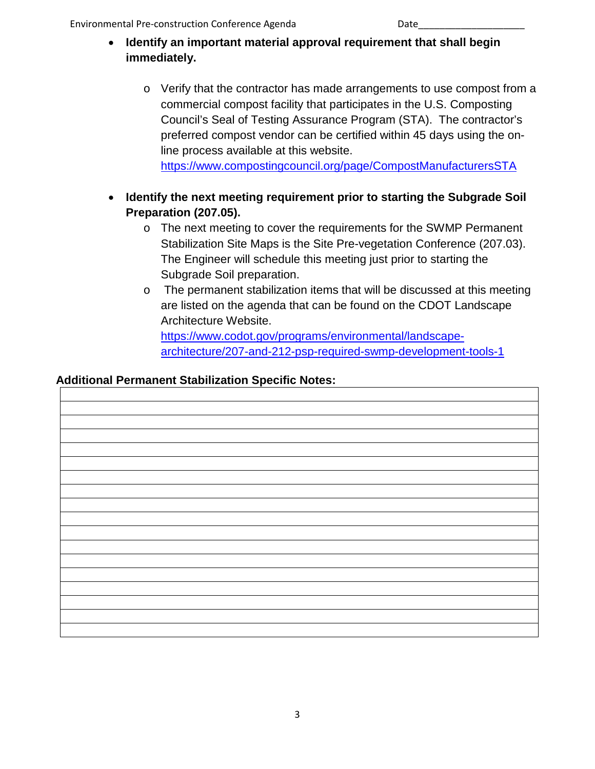- **Identify an important material approval requirement that shall begin immediately.**
  - Verify that the contractor has made arrangements to use compost from a commercial compost facility that participates in the U.S. Composting Council's Seal of Testing Assurance Program (STA). The contractor's preferred compost vendor can be certified within 45 days using the on-line process available at this website. https://www.compostingcouncil.org/page/CompostManufacturersSTA

- **Identify the next meeting requirement prior to starting the Subgrade Soil Preparation (207.05).**
  - The next meeting to cover the requirements for the SWMP Permanent Stabilization Site Maps is the Site Pre-vegetation Conference (207.03). The Engineer will schedule this meeting just prior to starting the Subgrade Soil preparation.
  - The permanent stabilization items that will be discussed at this meeting are listed on the agenda that can be found on the CDOT Landscape Architecture Website. https://www.codot.gov/programs/environmental/landscape-architecture/207-and-212-psp-required-swmp-development-tools-1

**Additional Permanent Stabilization Specific Notes:**

| |
|---|
| |
| |
| |
| |
| |
| |
| |
| |
| |
| |
| |
| |
| |
| |
| |
| |
| |